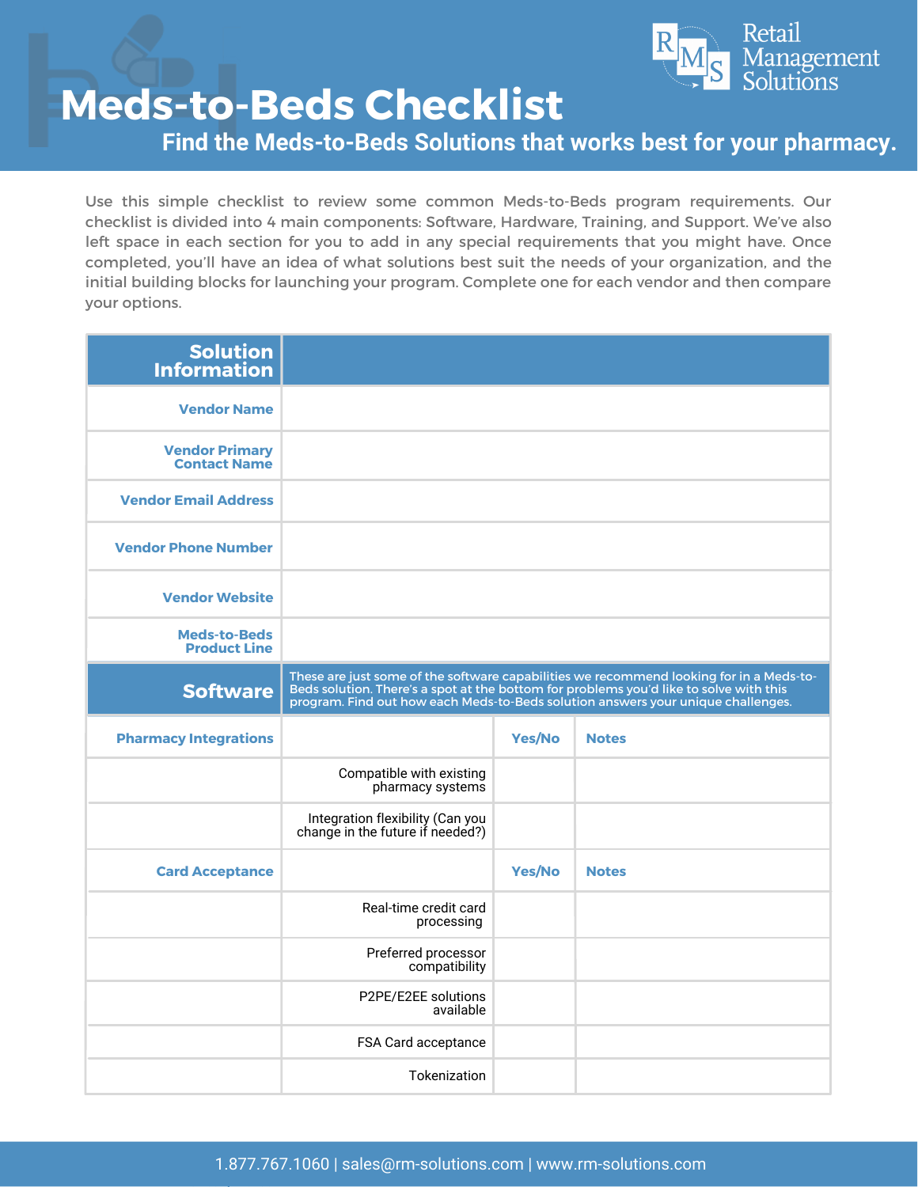# Meds-to-Beds Checklist

## Find the Meds-to-Beds Solutions that works best for your pharmacy.

Use this simple checklist to review some common Meds-to-Beds program requirements. Our checklist is divided into 4 main components: Software, Hardware, Training, and Support. We've also left space in each section for you to add in any special requirements that you might have. Once completed, you'll have an idea of what solutions best suit the needs of your organization, and the initial building blocks for launching your program. Complete one for each vendor and then compare your options.

| Solution Information | |
|---|---|
| Vendor Name | |
| Vendor Primary Contact Name | |
| Vendor Email Address | |
| Vendor Phone Number | |
| Vendor Website | |
| Meds-to-Beds Product Line | |

| Software | These are just some of the software capabilities we recommend looking for in a Meds-to-Beds solution. There's a spot at the bottom for problems you'd like to solve with this program. Find out how each Meds-to-Beds solution answers your unique challenges. | | |
|---|---|---|---|
| **Pharmacy Integrations** | | **Yes/No** | **Notes** |
| | Compatible with existing pharmacy systems | | |
| | Integration flexibility (Can you change in the future if needed?) | | |
| **Card Acceptance** | | **Yes/No** | **Notes** |
| | Real-time credit card processing | | |
| | Preferred processor compatibility | | |
| | P2PE/E2EE solutions available | | |
| | FSA Card acceptance | | |
| | Tokenization | | |

1.877.767.1060 | sales@rm-solutions.com | www.rm-solutions.com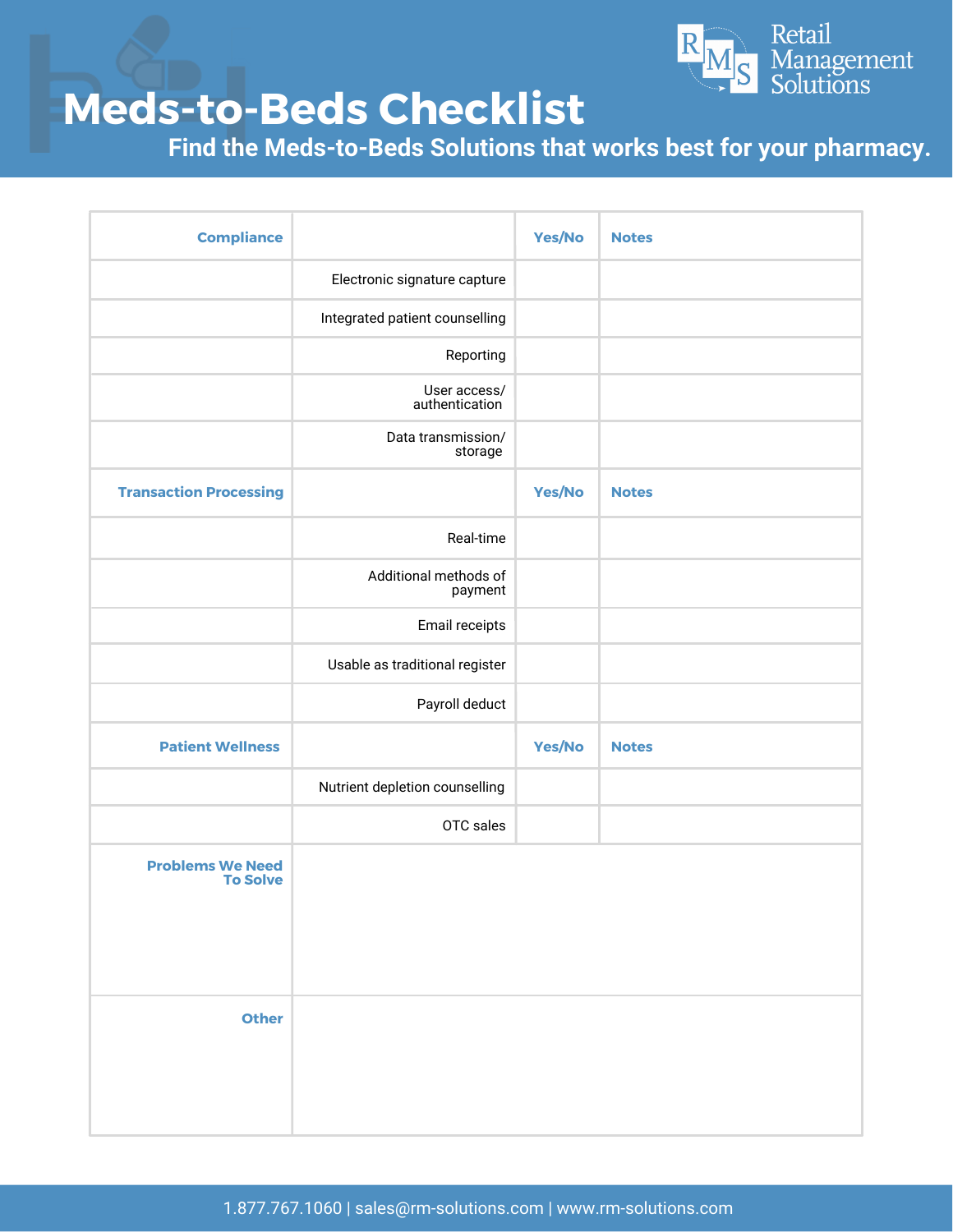# Meds-to-Beds Checklist

**Find the Meds-to-Beds Solutions that works best for your pharmacy.**

| Compliance | | Yes/No | Notes |
|---|---|---|---|
| | Electronic signature capture | | |
| | Integrated patient counselling | | |
| | Reporting | | |
| | User access/ authentication | | |
| | Data transmission/ storage | | |
| **Transaction Processing** | | **Yes/No** | **Notes** |
| | Real-time | | |
| | Additional methods of payment | | |
| | Email receipts | | |
| | Usable as traditional register | | |
| | Payroll deduct | | |
| **Patient Wellness** | | **Yes/No** | **Notes** |
| | Nutrient depletion counselling | | |
| | OTC sales | | |
| **Problems We Need To Solve** | | | |
| **Other** | | | |

1.877.767.1060 | sales@rm-solutions.com | www.rm-solutions.com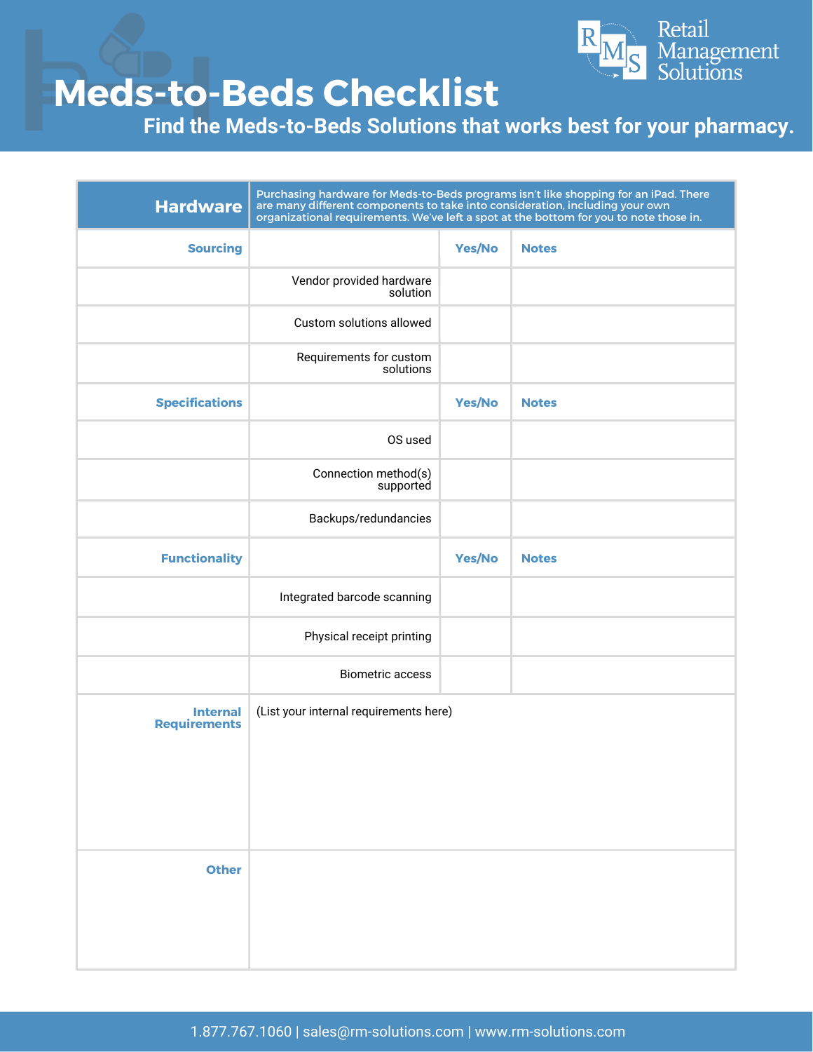# Meds-to-Beds Checklist

## Find the Meds-to-Beds Solutions that works best for your pharmacy.

| **Hardware** | Purchasing hardware for Meds-to-Beds programs isn't like shopping for an iPad. There are many different components to take into consideration, including your own organizational requirements. We've left a spot at the bottom for you to note those in. | | |
|---|---|---|---|
| **Sourcing** | | **Yes/No** | **Notes** |
| | Vendor provided hardware solution | | |
| | Custom solutions allowed | | |
| | Requirements for custom solutions | | |
| **Specifications** | | **Yes/No** | **Notes** |
| | OS used | | |
| | Connection method(s) supported | | |
| | Backups/redundancies | | |
| **Functionality** | | **Yes/No** | **Notes** |
| | Integrated barcode scanning | | |
| | Physical receipt printing | | |
| | Biometric access | | |
| **Internal Requirements** | (List your internal requirements here) | | |
| **Other** | | | |

1.877.767.1060 | sales@rm-solutions.com | www.rm-solutions.com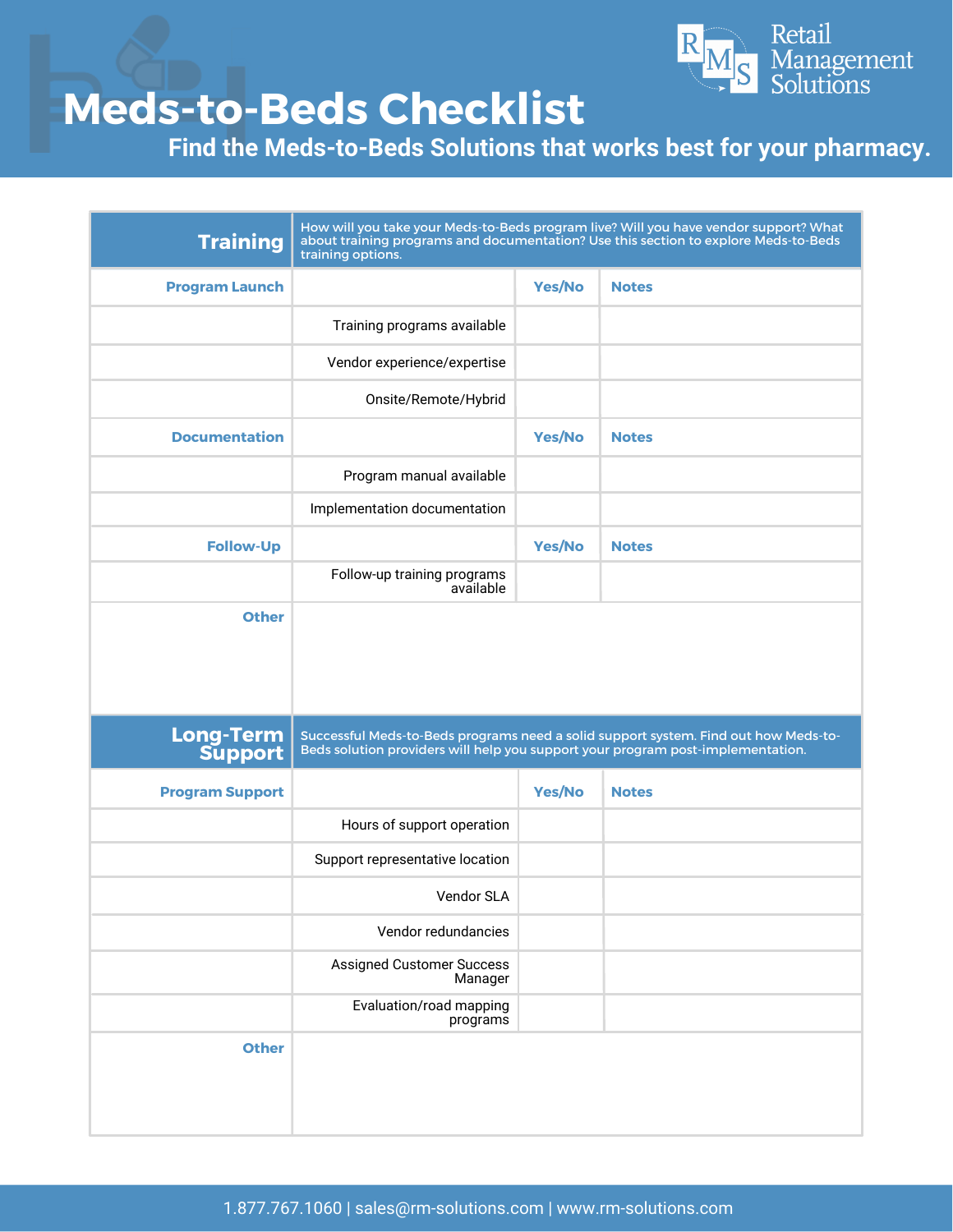# Meds-to-Beds Checklist

**Find the Meds-to-Beds Solutions that works best for your pharmacy.**

Retail Management Solutions

| | | | |
|---|---|---|---|
| **Training** | How will you take your Meds-to-Beds program live? Will you have vendor support? What about training programs and documentation? Use this section to explore Meds-to-Beds training options. | | |
| **Program Launch** | | **Yes/No** | **Notes** |
| | Training programs available | | |
| | Vendor experience/expertise | | |
| | Onsite/Remote/Hybrid | | |
| **Documentation** | | **Yes/No** | **Notes** |
| | Program manual available | | |
| | Implementation documentation | | |
| **Follow-Up** | | **Yes/No** | **Notes** |
| | Follow-up training programs available | | |
| **Other** | | | |
| **Long-Term Support** | Successful Meds-to-Beds programs need a solid support system. Find out how Meds-to-Beds solution providers will help you support your program post-implementation. | | |
| **Program Support** | | **Yes/No** | **Notes** |
| | Hours of support operation | | |
| | Support representative location | | |
| | Vendor SLA | | |
| | Vendor redundancies | | |
| | Assigned Customer Success Manager | | |
| | Evaluation/road mapping programs | | |
| **Other** | | | |

1.877.767.1060 | sales@rm-solutions.com | www.rm-solutions.com